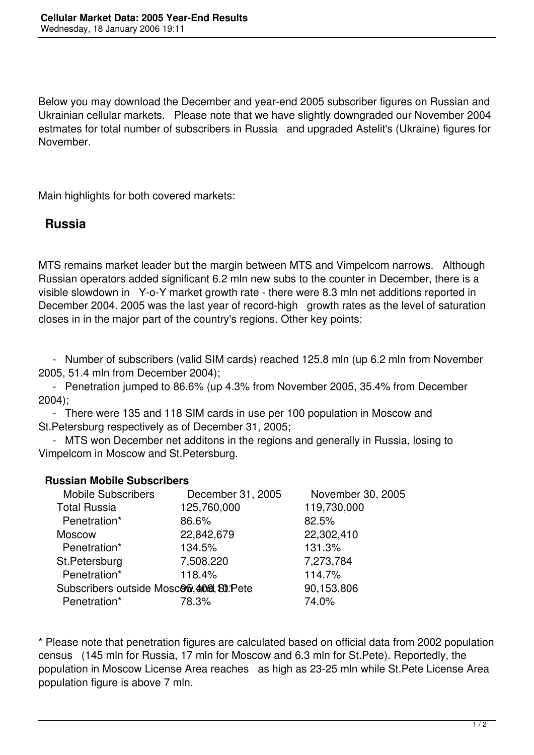Below you may download the December and year-end 2005 subscriber figures on Russian and Ukrainian cellular markets. Please note that we have slightly downgraded our November 2004 estmates for total number of subscribers in Russia and upgraded Astelit's (Ukraine) figures for November.

Main highlights for both covered markets:

## Russia

MTS remains market leader but the margin between MTS and Vimpelcom narrows. Although Russian operators added significant 6.2 mln new subs to the counter in December, there is a visible slowdown in Y-o-Y market growth rate - there were 8.3 mln net additions reported in December 2004. 2005 was the last year of record-high growth rates as the level of saturation closes in in the major part of the country's regions. Other key points:

- Number of subscribers (valid SIM cards) reached 125.8 mln (up 6.2 mln from November 2005, 51.4 mln from December 2004);
- Penetration jumped to 86.6% (up 4.3% from November 2005, 35.4% from December 2004);
- There were 135 and 118 SIM cards in use per 100 population in Moscow and St.Petersburg respectively as of December 31, 2005;
- MTS won December net additons in the regions and generally in Russia, losing to Vimpelcom in Moscow and St.Petersburg.

### Russian Mobile Subscribers

| Mobile Subscribers | December 31, 2005 | November 30, 2005 |
|---|---|---|
| Total Russia | 125,760,000 | 119,730,000 |
| Penetration* | 86.6% | 82.5% |
| Moscow | 22,842,679 | 22,302,410 |
| Penetration* | 134.5% | 131.3% |
| St.Petersburg | 7,508,220 | 7,273,784 |
| Penetration* | 118.4% | 114.7% |
| Subscribers outside Moscow and St.Pete | 95,409,101 | 90,153,806 |
| Penetration* | 78.3% | 74.0% |

* Please note that penetration figures are calculated based on official data from 2002 population census (145 mln for Russia, 17 mln for Moscow and 6.3 mln for St.Pete). Reportedly, the population in Moscow License Area reaches as high as 23-25 mln while St.Pete License Area population figure is above 7 mln.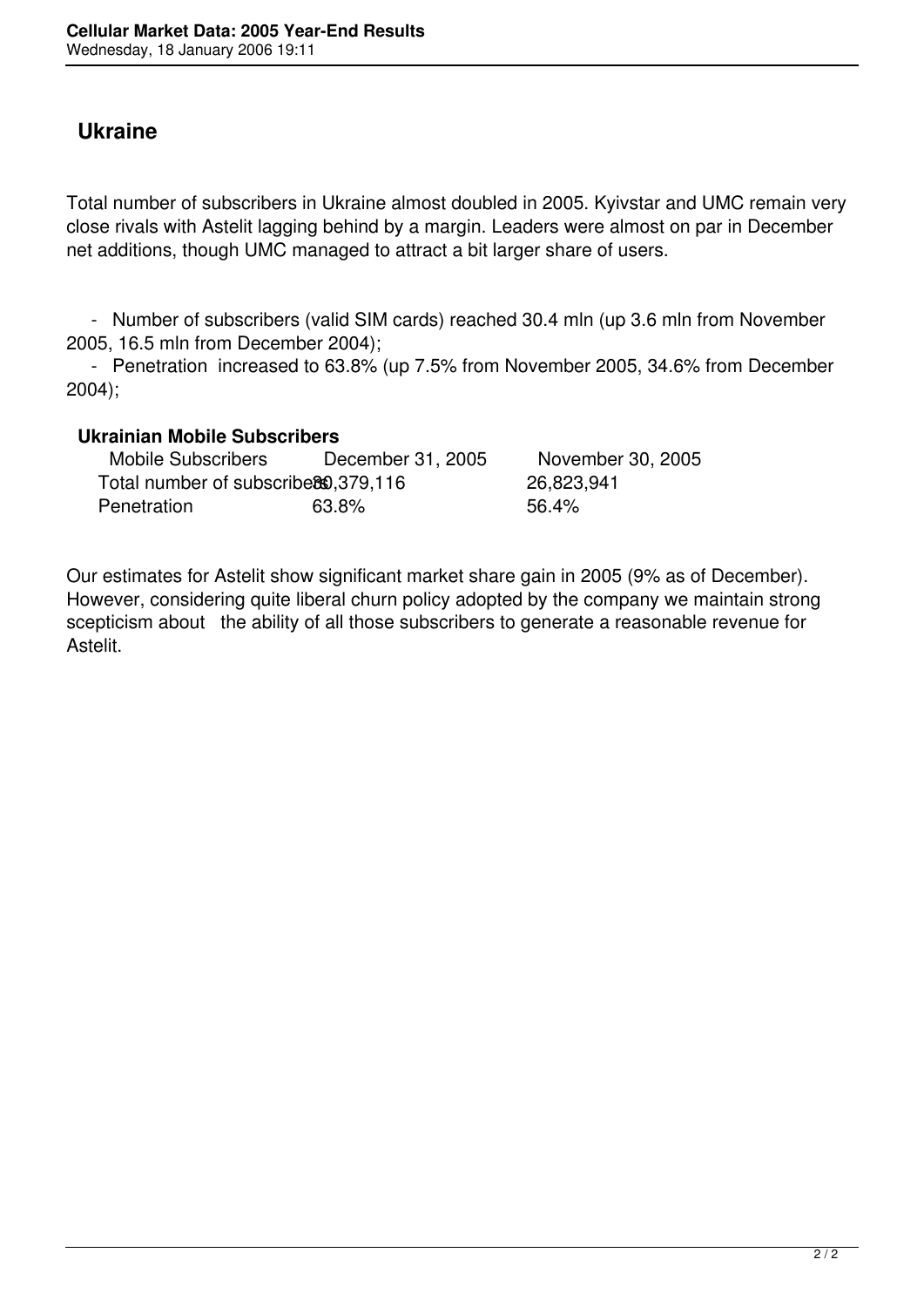## Ukraine

Total number of subscribers in Ukraine almost doubled in 2005. Kyivstar and UMC remain very close rivals with Astelit lagging behind by a margin. Leaders were almost on par in December net additions, though UMC managed to attract a bit larger share of users.

- Number of subscribers (valid SIM cards) reached 30.4 mln (up 3.6 mln from November 2005, 16.5 mln from December 2004);
- Penetration increased to 63.8% (up 7.5% from November 2005, 34.6% from December 2004);

**Ukrainian Mobile Subscribers**

| Mobile Subscribers | December 31, 2005 | November 30, 2005 |
|---|---|---|
| Total number of subscribers | 30,379,116 | 26,823,941 |
| Penetration | 63.8% | 56.4% |

Our estimates for Astelit show significant market share gain in 2005 (9% as of December). However, considering quite liberal churn policy adopted by the company we maintain strong scepticism about the ability of all those subscribers to generate a reasonable revenue for Astelit.